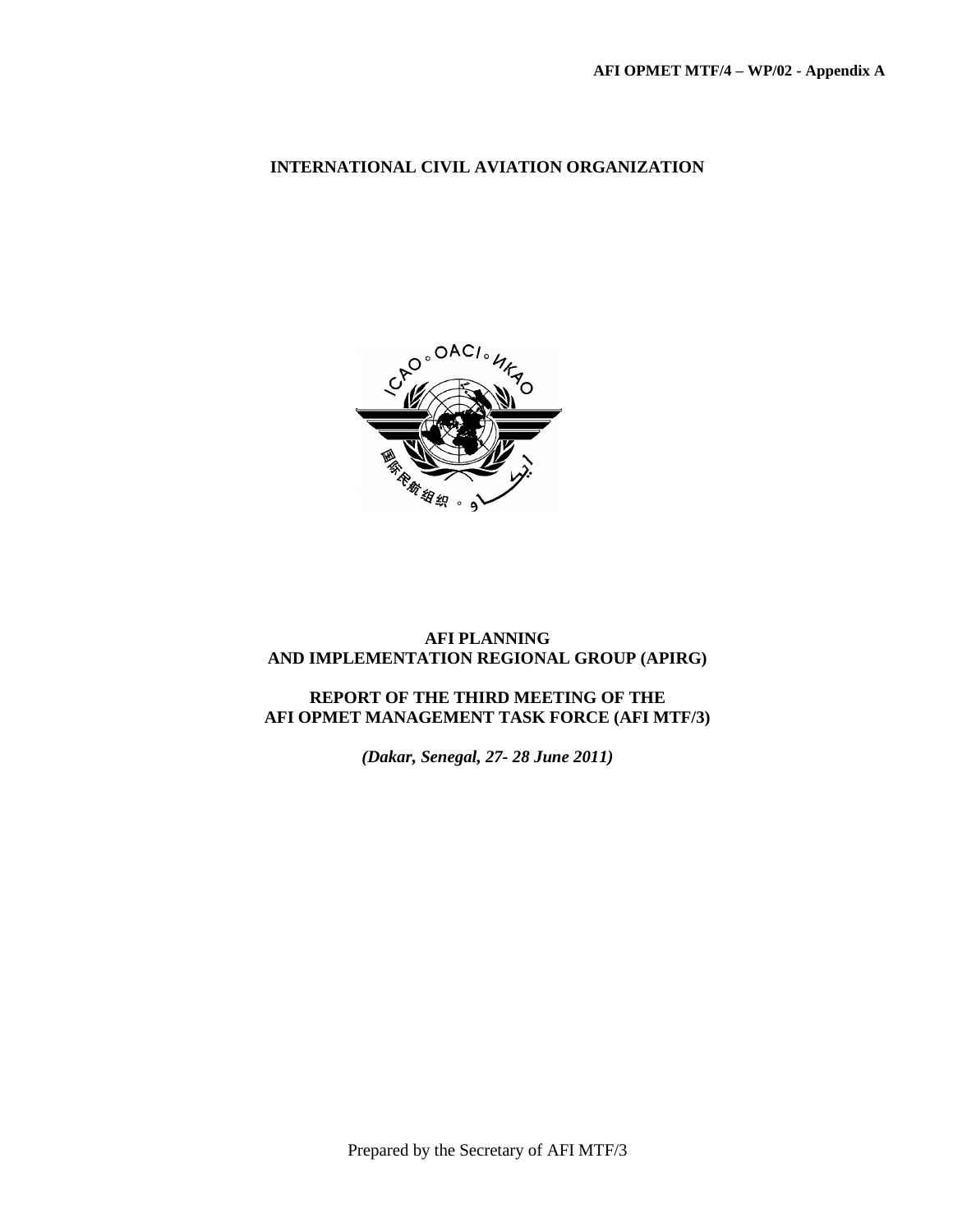AFI OPMET MTF/4 – WP/02 - Appendix A

**INTERNATIONAL CIVIL AVIATION ORGANIZATION**

**AFI PLANNING**
**AND IMPLEMENTATION REGIONAL GROUP (APIRG)**

**REPORT OF THE THIRD MEETING OF THE**
**AFI OPMET MANAGEMENT TASK FORCE (AFI MTF/3)**

***(Dakar, Senegal, 27- 28 June 2011)***

Prepared by the Secretary of AFI MTF/3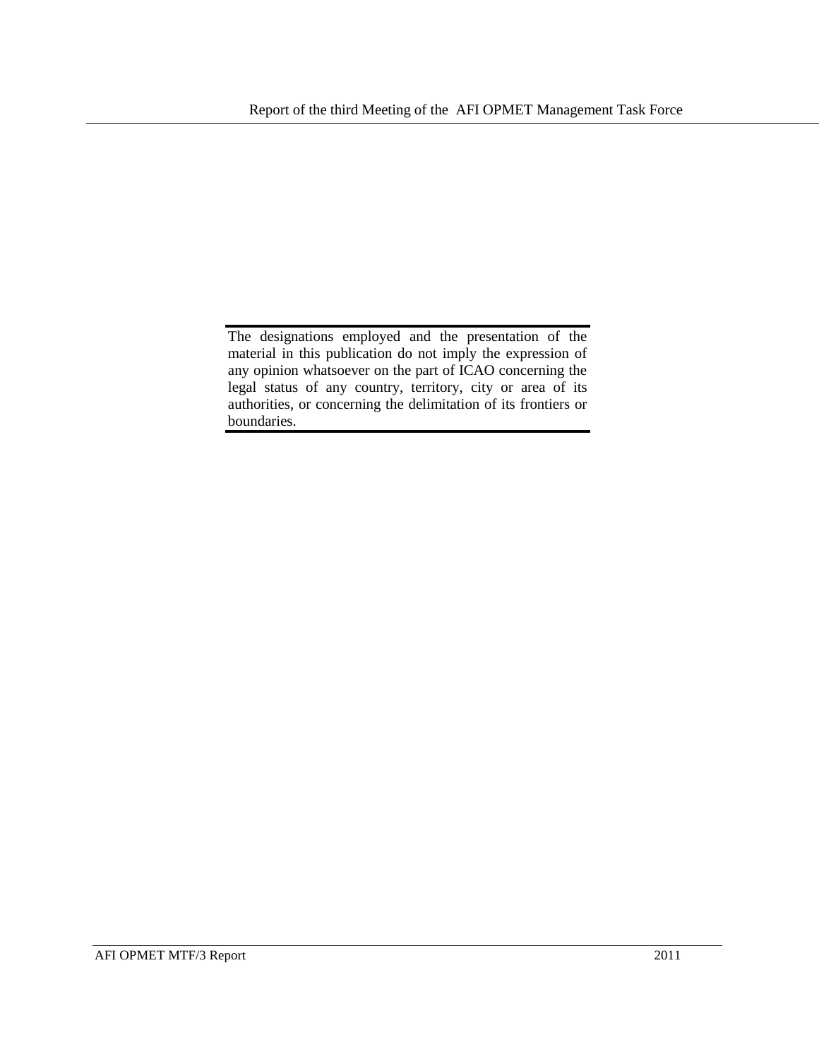The designations employed and the presentation of the material in this publication do not imply the expression of any opinion whatsoever on the part of ICAO concerning the legal status of any country, territory, city or area of its authorities, or concerning the delimitation of its frontiers or boundaries.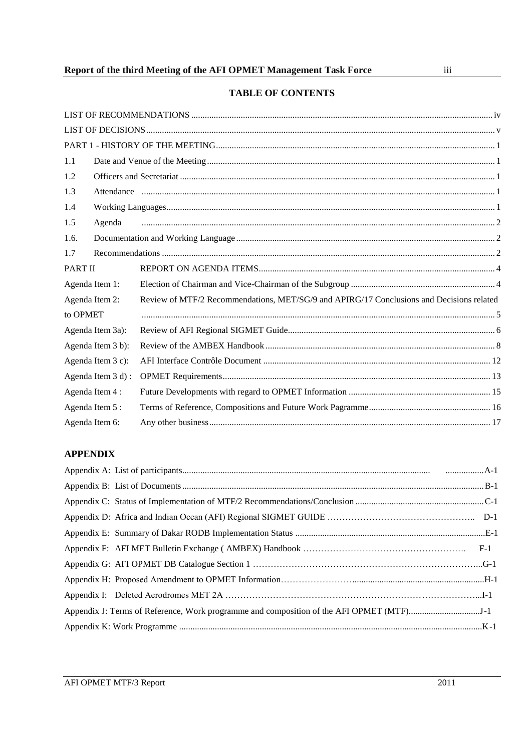## TABLE OF CONTENTS

| | | |
|---|---|---|
| LIST OF RECOMMENDATIONS | | iv |
| LIST OF DECISIONS | | v |
| PART 1 - HISTORY OF THE MEETING | | 1 |
| 1.1 | Date and Venue of the Meeting | 1 |
| 1.2 | Officers and Secretariat | 1 |
| 1.3 | Attendance | 1 |
| 1.4 | Working Languages | 1 |
| 1.5 | Agenda | 2 |
| 1.6. | Documentation and Working Language | 2 |
| 1.7 | Recommendations | 2 |
| PART II | REPORT ON AGENDA ITEMS | 4 |
| Agenda Item 1: | Election of Chairman and Vice-Chairman of the Subgroup | 4 |
| Agenda Item 2: | Review of MTF/2 Recommendations, MET/SG/9 and APIRG/17 Conclusions and Decisions related to OPMET | 5 |
| Agenda Item 3a): | Review of AFI Regional SIGMET Guide | 6 |
| Agenda Item 3 b): | Review of the AMBEX Handbook | 8 |
| Agenda Item 3 c): | AFI Interface Contrôle Document | 12 |
| Agenda Item 3 d) : | OPMET Requirements | 13 |
| Agenda Item 4 : | Future Developments with regard to OPMET Information | 15 |
| Agenda Item 5 : | Terms of Reference, Compositions and Future Work Pagramme | 16 |
| Agenda Item 6: | Any other business | 17 |

### APPENDIX

| | |
|---|---|
| Appendix A: List of participants | A-1 |
| Appendix B: List of Documents | B-1 |
| Appendix C: Status of Implementation of MTF/2 Recommendations/Conclusion | C-1 |
| Appendix D: Africa and Indian Ocean (AFI) Regional SIGMET GUIDE | D-1 |
| Appendix E: Summary of Dakar RODB Implementation Status | E-1 |
| Appendix F: AFI MET Bulletin Exchange ( AMBEX) Handbook | F-1 |
| Appendix G: AFI OPMET DB Catalogue Section 1 | G-1 |
| Appendix H: Proposed Amendment to OPMET Information | H-1 |
| Appendix I: Deleted Aerodromes MET 2A | I-1 |
| Appendix J: Terms of Reference, Work programme and composition of the AFI OPMET (MTF) | J-1 |
| Appendix K: Work Programme | K-1 |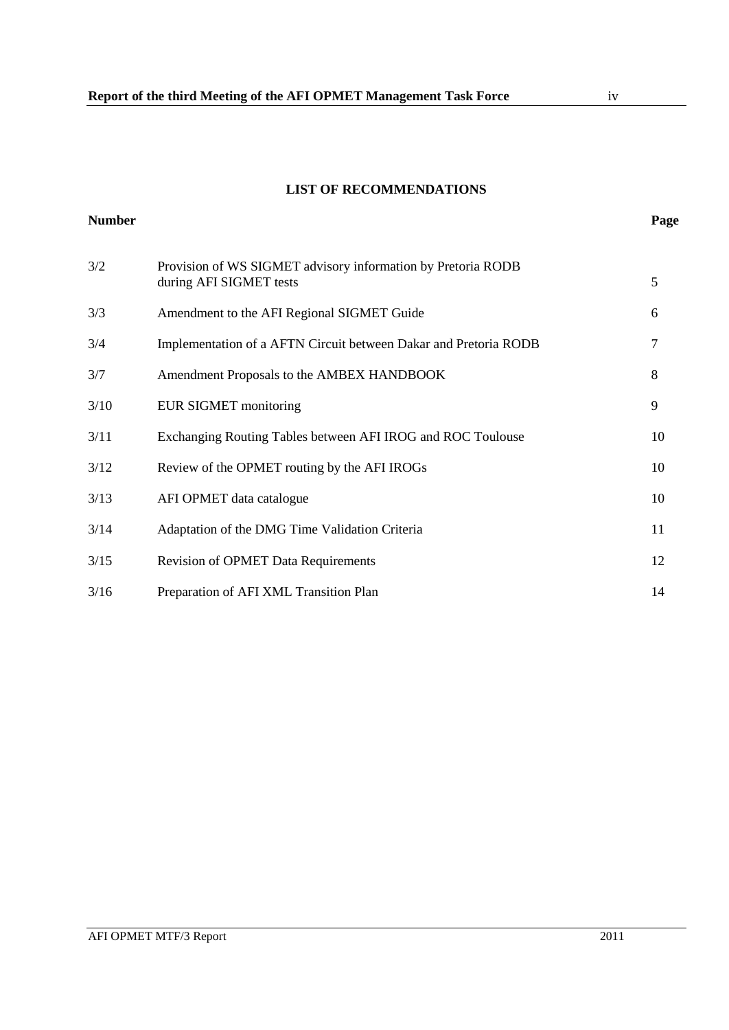## LIST OF RECOMMENDATIONS

| Number | | Page |
|---|---|---|
| 3/2 | Provision of WS SIGMET advisory information by Pretoria RODB during AFI SIGMET tests | 5 |
| 3/3 | Amendment to the AFI Regional SIGMET Guide | 6 |
| 3/4 | Implementation of a AFTN Circuit between Dakar and Pretoria RODB | 7 |
| 3/7 | Amendment Proposals to the AMBEX HANDBOOK | 8 |
| 3/10 | EUR SIGMET monitoring | 9 |
| 3/11 | Exchanging Routing Tables between AFI IROG and ROC Toulouse | 10 |
| 3/12 | Review of the OPMET routing by the AFI IROGs | 10 |
| 3/13 | AFI OPMET data catalogue | 10 |
| 3/14 | Adaptation of the DMG Time Validation Criteria | 11 |
| 3/15 | Revision of OPMET Data Requirements | 12 |
| 3/16 | Preparation of AFI XML Transition Plan | 14 |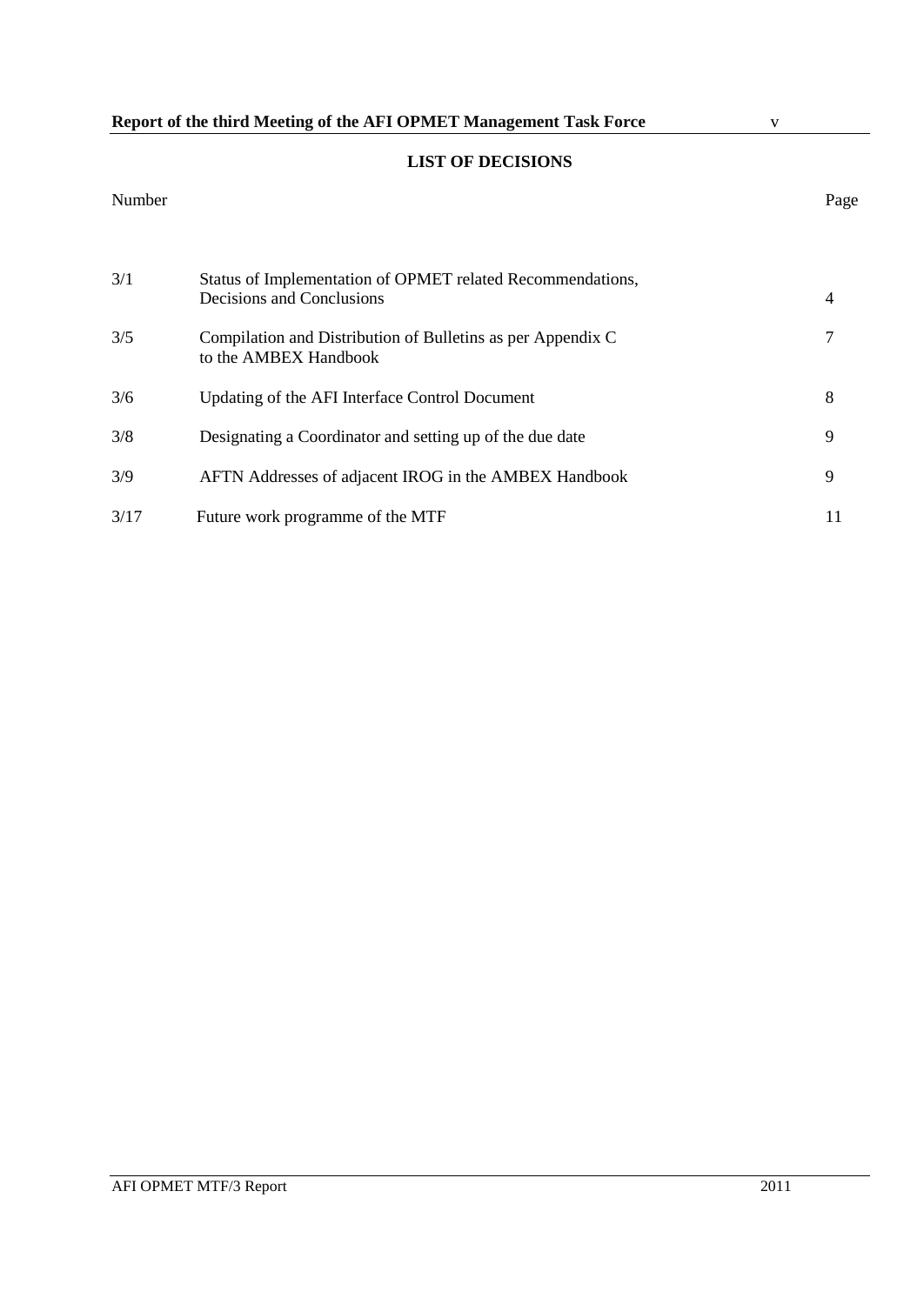## LIST OF DECISIONS

| Number | | Page |
|---|---|---|
| 3/1 | Status of Implementation of OPMET related Recommendations, Decisions and Conclusions | 4 |
| 3/5 | Compilation and Distribution of Bulletins as per Appendix C to the AMBEX Handbook | 7 |
| 3/6 | Updating of the AFI Interface Control Document | 8 |
| 3/8 | Designating a Coordinator and setting up of the due date | 9 |
| 3/9 | AFTN Addresses of adjacent IROG in the AMBEX Handbook | 9 |
| 3/17 | Future work programme of the MTF | 11 |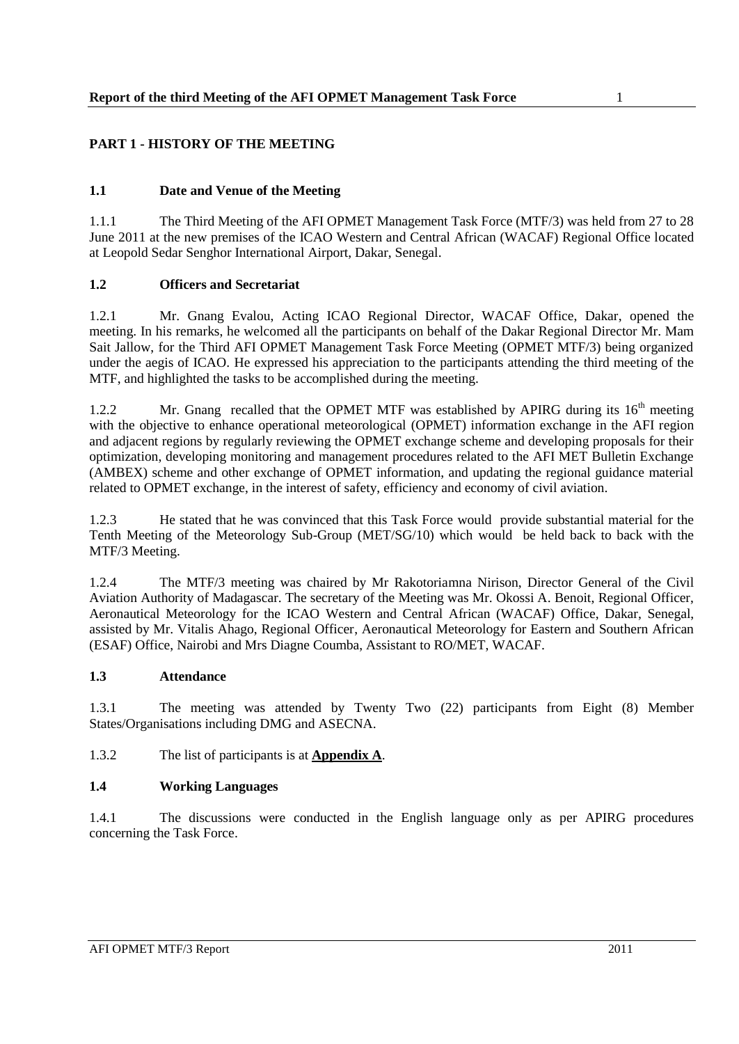## PART 1 - HISTORY OF THE MEETING

### 1.1 Date and Venue of the Meeting

1.1.1 The Third Meeting of the AFI OPMET Management Task Force (MTF/3) was held from 27 to 28 June 2011 at the new premises of the ICAO Western and Central African (WACAF) Regional Office located at Leopold Sedar Senghor International Airport, Dakar, Senegal.

### 1.2 Officers and Secretariat

1.2.1 Mr. Gnang Evalou, Acting ICAO Regional Director, WACAF Office, Dakar, opened the meeting. In his remarks, he welcomed all the participants on behalf of the Dakar Regional Director Mr. Mam Sait Jallow, for the Third AFI OPMET Management Task Force Meeting (OPMET MTF/3) being organized under the aegis of ICAO. He expressed his appreciation to the participants attending the third meeting of the MTF, and highlighted the tasks to be accomplished during the meeting.

1.2.2 Mr. Gnang recalled that the OPMET MTF was established by APIRG during its 16th meeting with the objective to enhance operational meteorological (OPMET) information exchange in the AFI region and adjacent regions by regularly reviewing the OPMET exchange scheme and developing proposals for their optimization, developing monitoring and management procedures related to the AFI MET Bulletin Exchange (AMBEX) scheme and other exchange of OPMET information, and updating the regional guidance material related to OPMET exchange, in the interest of safety, efficiency and economy of civil aviation.

1.2.3 He stated that he was convinced that this Task Force would provide substantial material for the Tenth Meeting of the Meteorology Sub-Group (MET/SG/10) which would be held back to back with the MTF/3 Meeting.

1.2.4 The MTF/3 meeting was chaired by Mr Rakotoriamna Nirison, Director General of the Civil Aviation Authority of Madagascar. The secretary of the Meeting was Mr. Okossi A. Benoit, Regional Officer, Aeronautical Meteorology for the ICAO Western and Central African (WACAF) Office, Dakar, Senegal, assisted by Mr. Vitalis Ahago, Regional Officer, Aeronautical Meteorology for Eastern and Southern African (ESAF) Office, Nairobi and Mrs Diagne Coumba, Assistant to RO/MET, WACAF.

### 1.3 Attendance

1.3.1 The meeting was attended by Twenty Two (22) participants from Eight (8) Member States/Organisations including DMG and ASECNA.

1.3.2 The list of participants is at **Appendix A**.

### 1.4 Working Languages

1.4.1 The discussions were conducted in the English language only as per APIRG procedures concerning the Task Force.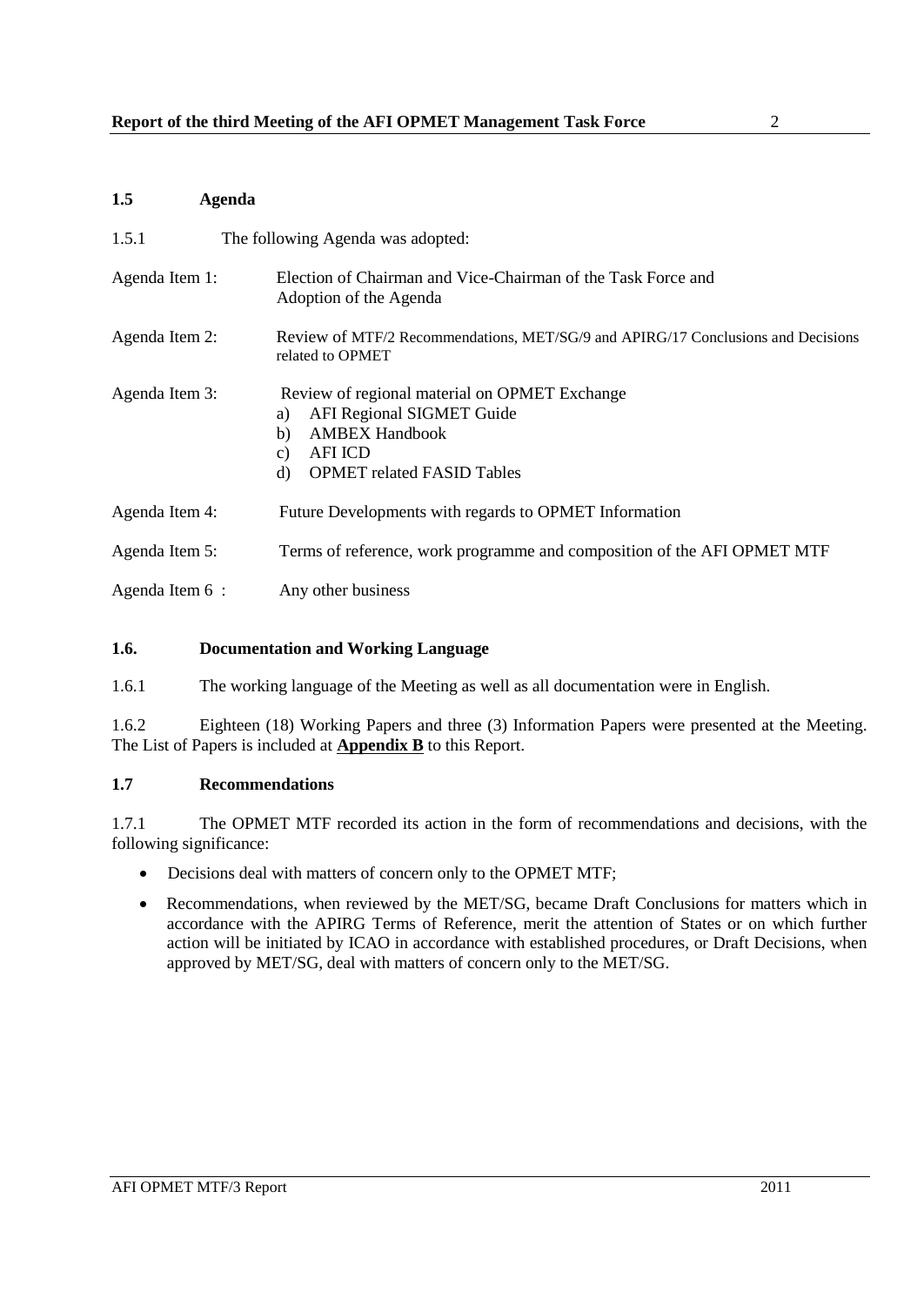### 1.5 Agenda

1.5.1 The following Agenda was adopted:

| | |
|---|---|
| Agenda Item 1: | Election of Chairman and Vice-Chairman of the Task Force and Adoption of the Agenda |
| Agenda Item 2: | Review of MTF/2 Recommendations, MET/SG/9 and APIRG/17 Conclusions and Decisions related to OPMET |
| Agenda Item 3: | Review of regional material on OPMET Exchange<br>a) AFI Regional SIGMET Guide<br>b) AMBEX Handbook<br>c) AFI ICD<br>d) OPMET related FASID Tables |
| Agenda Item 4: | Future Developments with regards to OPMET Information |
| Agenda Item 5: | Terms of reference, work programme and composition of the AFI OPMET MTF |
| Agenda Item 6 : | Any other business |

### 1.6. Documentation and Working Language

1.6.1 The working language of the Meeting as well as all documentation were in English.

1.6.2 Eighteen (18) Working Papers and three (3) Information Papers were presented at the Meeting. The List of Papers is included at **Appendix B** to this Report.

### 1.7 Recommendations

1.7.1 The OPMET MTF recorded its action in the form of recommendations and decisions, with the following significance:

- Decisions deal with matters of concern only to the OPMET MTF;
- Recommendations, when reviewed by the MET/SG, became Draft Conclusions for matters which in accordance with the APIRG Terms of Reference, merit the attention of States or on which further action will be initiated by ICAO in accordance with established procedures, or Draft Decisions, when approved by MET/SG, deal with matters of concern only to the MET/SG.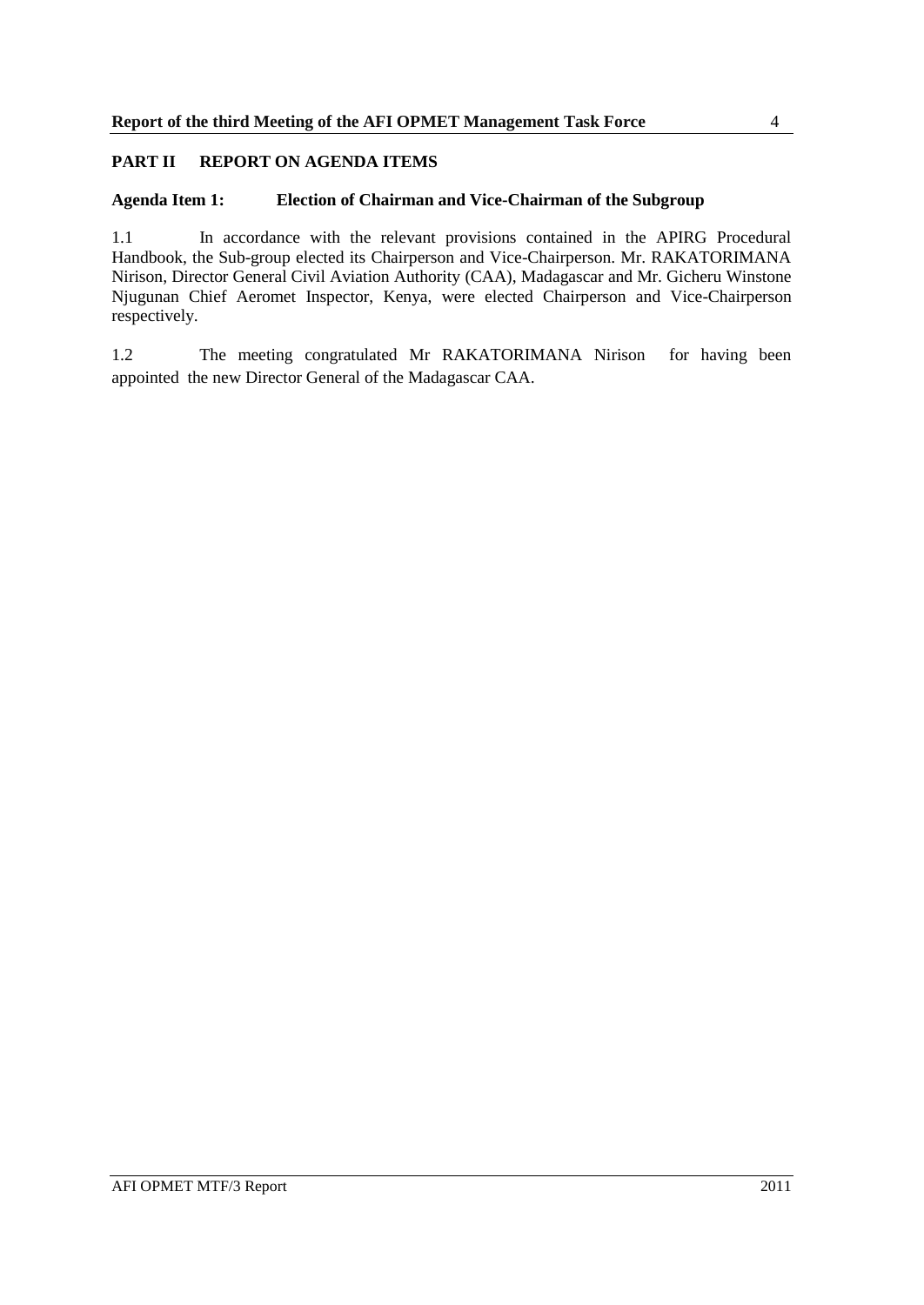## PART II REPORT ON AGENDA ITEMS

### Agenda Item 1: Election of Chairman and Vice-Chairman of the Subgroup

1.1 In accordance with the relevant provisions contained in the APIRG Procedural Handbook, the Sub-group elected its Chairperson and Vice-Chairperson. Mr. RAKATORIMANA Nirison, Director General Civil Aviation Authority (CAA), Madagascar and Mr. Gicheru Winstone Njugunan Chief Aeromet Inspector, Kenya, were elected Chairperson and Vice-Chairperson respectively.

1.2 The meeting congratulated Mr RAKATORIMANA Nirison for having been appointed the new Director General of the Madagascar CAA.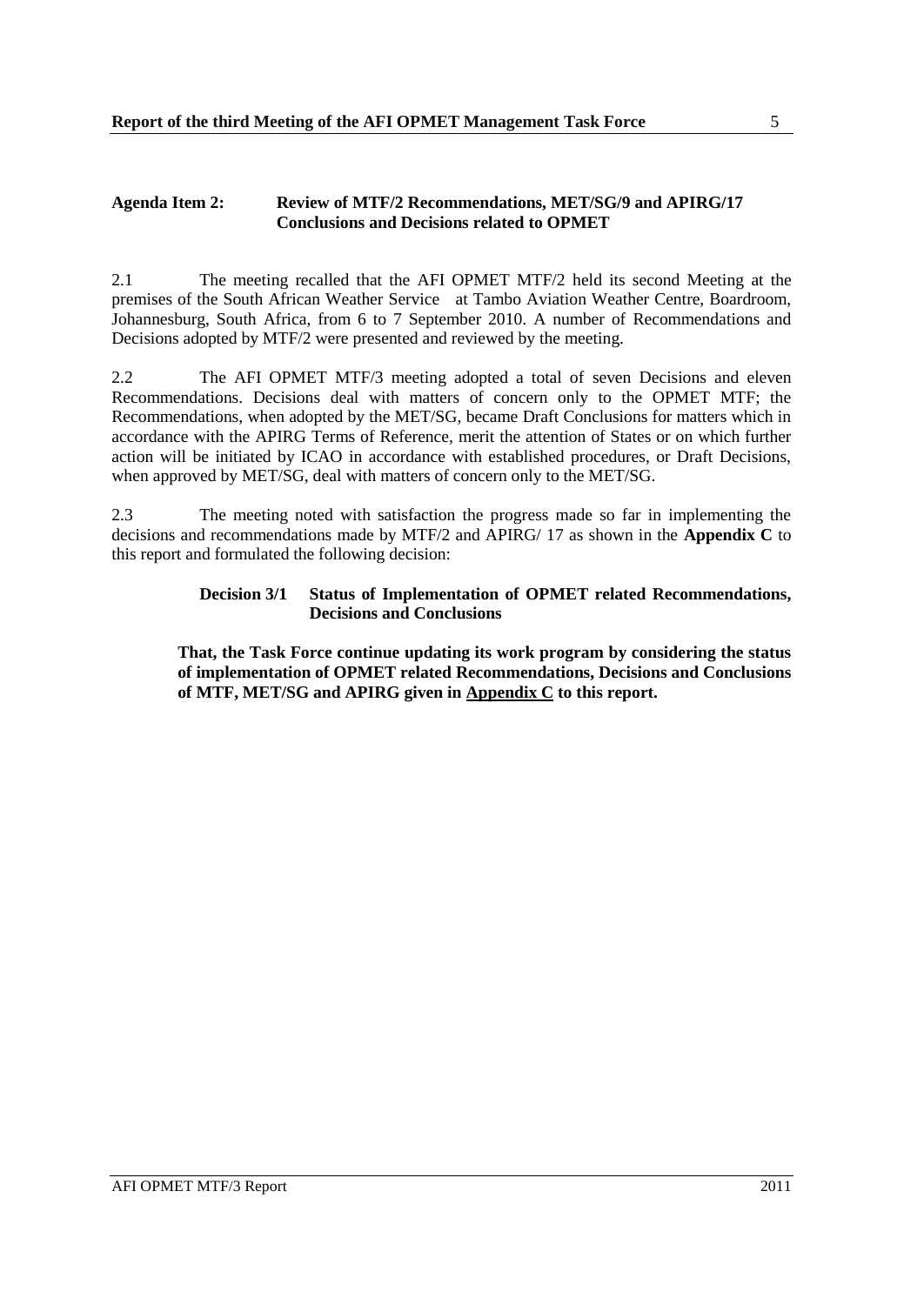## Agenda Item 2: Review of MTF/2 Recommendations, MET/SG/9 and APIRG/17 Conclusions and Decisions related to OPMET

2.1 The meeting recalled that the AFI OPMET MTF/2 held its second Meeting at the premises of the South African Weather Service at Tambo Aviation Weather Centre, Boardroom, Johannesburg, South Africa, from 6 to 7 September 2010. A number of Recommendations and Decisions adopted by MTF/2 were presented and reviewed by the meeting.

2.2 The AFI OPMET MTF/3 meeting adopted a total of seven Decisions and eleven Recommendations. Decisions deal with matters of concern only to the OPMET MTF; the Recommendations, when adopted by the MET/SG, became Draft Conclusions for matters which in accordance with the APIRG Terms of Reference, merit the attention of States or on which further action will be initiated by ICAO in accordance with established procedures, or Draft Decisions, when approved by MET/SG, deal with matters of concern only to the MET/SG.

2.3 The meeting noted with satisfaction the progress made so far in implementing the decisions and recommendations made by MTF/2 and APIRG/ 17 as shown in the **Appendix C** to this report and formulated the following decision:

> **Decision 3/1 Status of Implementation of OPMET related Recommendations, Decisions and Conclusions**

**That, the Task Force continue updating its work program by considering the status of implementation of OPMET related Recommendations, Decisions and Conclusions of MTF, MET/SG and APIRG given in Appendix C to this report.**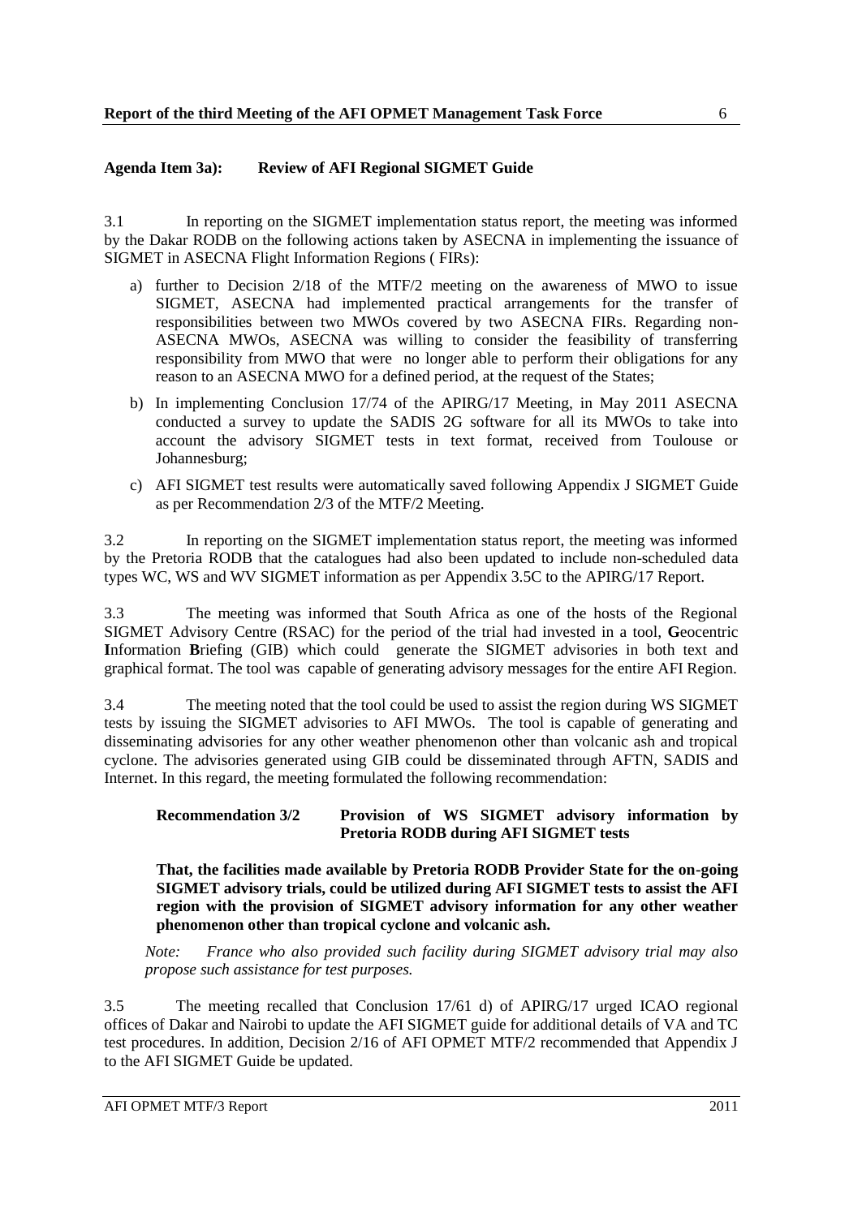**Agenda Item 3a): Review of AFI Regional SIGMET Guide**

3.1 In reporting on the SIGMET implementation status report, the meeting was informed by the Dakar RODB on the following actions taken by ASECNA in implementing the issuance of SIGMET in ASECNA Flight Information Regions ( FIRs):

a) further to Decision 2/18 of the MTF/2 meeting on the awareness of MWO to issue SIGMET, ASECNA had implemented practical arrangements for the transfer of responsibilities between two MWOs covered by two ASECNA FIRs. Regarding non-ASECNA MWOs, ASECNA was willing to consider the feasibility of transferring responsibility from MWO that were no longer able to perform their obligations for any reason to an ASECNA MWO for a defined period, at the request of the States;

b) In implementing Conclusion 17/74 of the APIRG/17 Meeting, in May 2011 ASECNA conducted a survey to update the SADIS 2G software for all its MWOs to take into account the advisory SIGMET tests in text format, received from Toulouse or Johannesburg;

c) AFI SIGMET test results were automatically saved following Appendix J SIGMET Guide as per Recommendation 2/3 of the MTF/2 Meeting.

3.2 In reporting on the SIGMET implementation status report, the meeting was informed by the Pretoria RODB that the catalogues had also been updated to include non-scheduled data types WC, WS and WV SIGMET information as per Appendix 3.5C to the APIRG/17 Report.

3.3 The meeting was informed that South Africa as one of the hosts of the Regional SIGMET Advisory Centre (RSAC) for the period of the trial had invested in a tool, **G**eocentric **I**nformation **B**riefing (GIB) which could generate the SIGMET advisories in both text and graphical format. The tool was capable of generating advisory messages for the entire AFI Region.

3.4 The meeting noted that the tool could be used to assist the region during WS SIGMET tests by issuing the SIGMET advisories to AFI MWOs. The tool is capable of generating and disseminating advisories for any other weather phenomenon other than volcanic ash and tropical cyclone. The advisories generated using GIB could be disseminated through AFTN, SADIS and Internet. In this regard, the meeting formulated the following recommendation:

**Recommendation 3/2 Provision of WS SIGMET advisory information by Pretoria RODB during AFI SIGMET tests**

**That, the facilities made available by Pretoria RODB Provider State for the on-going SIGMET advisory trials, could be utilized during AFI SIGMET tests to assist the AFI region with the provision of SIGMET advisory information for any other weather phenomenon other than tropical cyclone and volcanic ash.**

*Note: France who also provided such facility during SIGMET advisory trial may also propose such assistance for test purposes.*

3.5 The meeting recalled that Conclusion 17/61 d) of APIRG/17 urged ICAO regional offices of Dakar and Nairobi to update the AFI SIGMET guide for additional details of VA and TC test procedures. In addition, Decision 2/16 of AFI OPMET MTF/2 recommended that Appendix J to the AFI SIGMET Guide be updated.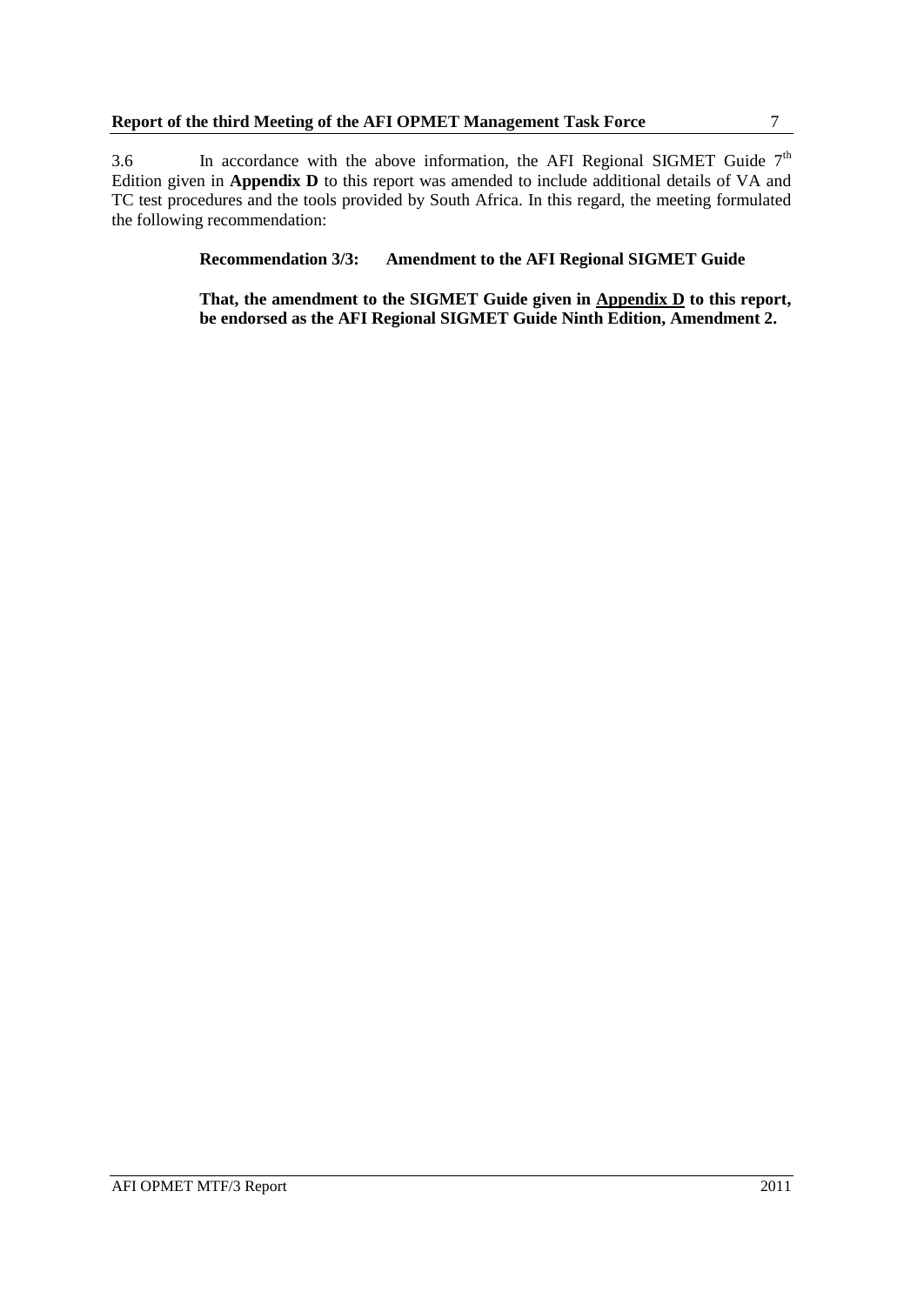3.6 In accordance with the above information, the AFI Regional SIGMET Guide 7th Edition given in **Appendix D** to this report was amended to include additional details of VA and TC test procedures and the tools provided by South Africa. In this regard, the meeting formulated the following recommendation:

**Recommendation 3/3: Amendment to the AFI Regional SIGMET Guide**

**That, the amendment to the SIGMET Guide given in <u>Appendix D</u> to this report, be endorsed as the AFI Regional SIGMET Guide Ninth Edition, Amendment 2.**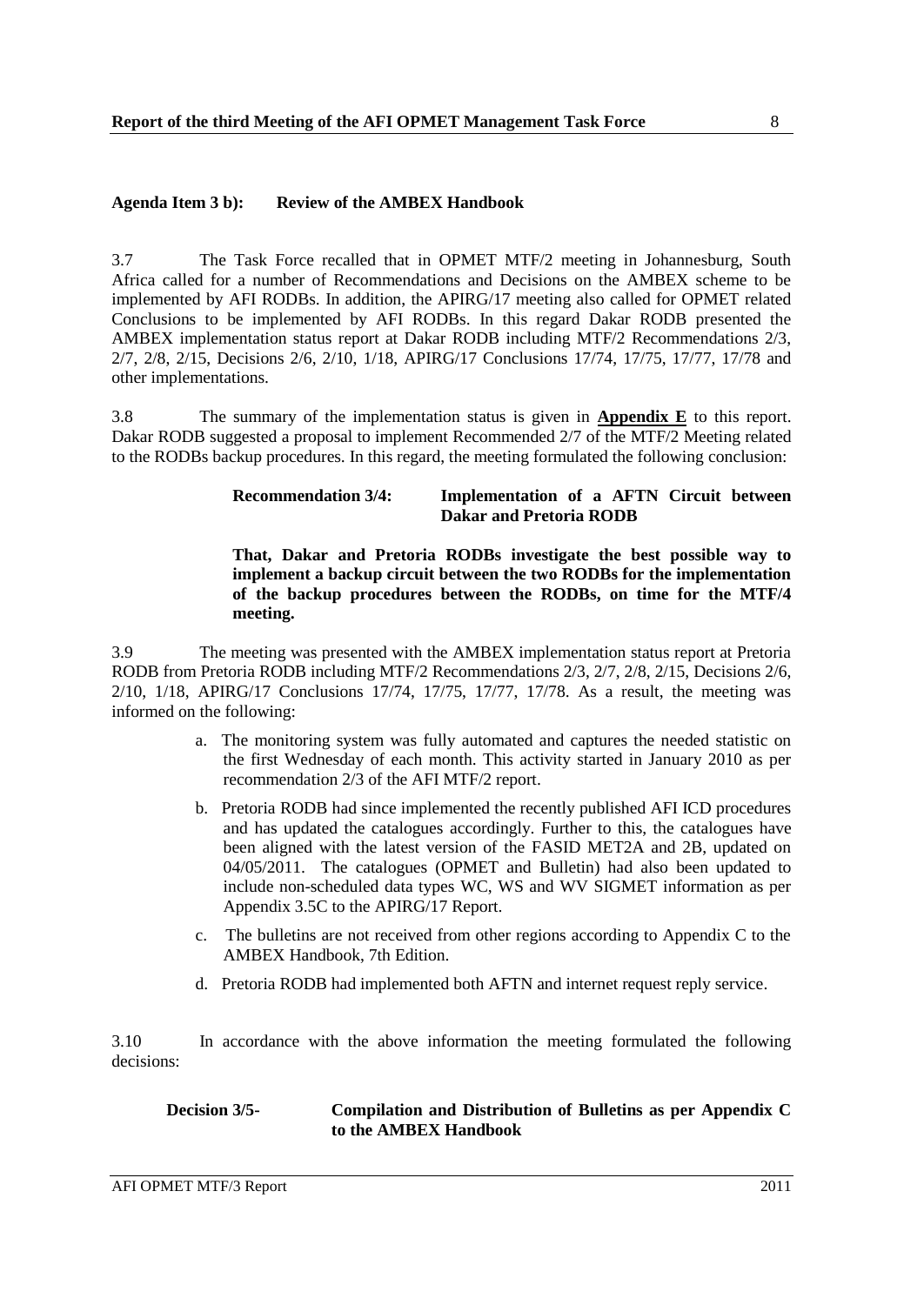**Agenda Item 3 b): Review of the AMBEX Handbook**

3.7 The Task Force recalled that in OPMET MTF/2 meeting in Johannesburg, South Africa called for a number of Recommendations and Decisions on the AMBEX scheme to be implemented by AFI RODBs. In addition, the APIRG/17 meeting also called for OPMET related Conclusions to be implemented by AFI RODBs. In this regard Dakar RODB presented the AMBEX implementation status report at Dakar RODB including MTF/2 Recommendations 2/3, 2/7, 2/8, 2/15, Decisions 2/6, 2/10, 1/18, APIRG/17 Conclusions 17/74, 17/75, 17/77, 17/78 and other implementations.

3.8 The summary of the implementation status is given in **Appendix E** to this report. Dakar RODB suggested a proposal to implement Recommended 2/7 of the MTF/2 Meeting related to the RODBs backup procedures. In this regard, the meeting formulated the following conclusion:

> **Recommendation 3/4: Implementation of a AFTN Circuit between Dakar and Pretoria RODB**
>
> **That, Dakar and Pretoria RODBs investigate the best possible way to implement a backup circuit between the two RODBs for the implementation of the backup procedures between the RODBs, on time for the MTF/4 meeting.**

3.9 The meeting was presented with the AMBEX implementation status report at Pretoria RODB from Pretoria RODB including MTF/2 Recommendations 2/3, 2/7, 2/8, 2/15, Decisions 2/6, 2/10, 1/18, APIRG/17 Conclusions 17/74, 17/75, 17/77, 17/78. As a result, the meeting was informed on the following:

a. The monitoring system was fully automated and captures the needed statistic on the first Wednesday of each month. This activity started in January 2010 as per recommendation 2/3 of the AFI MTF/2 report.

b. Pretoria RODB had since implemented the recently published AFI ICD procedures and has updated the catalogues accordingly. Further to this, the catalogues have been aligned with the latest version of the FASID MET2A and 2B, updated on 04/05/2011. The catalogues (OPMET and Bulletin) had also been updated to include non-scheduled data types WC, WS and WV SIGMET information as per Appendix 3.5C to the APIRG/17 Report.

c. The bulletins are not received from other regions according to Appendix C to the AMBEX Handbook, 7th Edition.

d. Pretoria RODB had implemented both AFTN and internet request reply service.

3.10 In accordance with the above information the meeting formulated the following decisions:

> **Decision 3/5- Compilation and Distribution of Bulletins as per Appendix C to the AMBEX Handbook**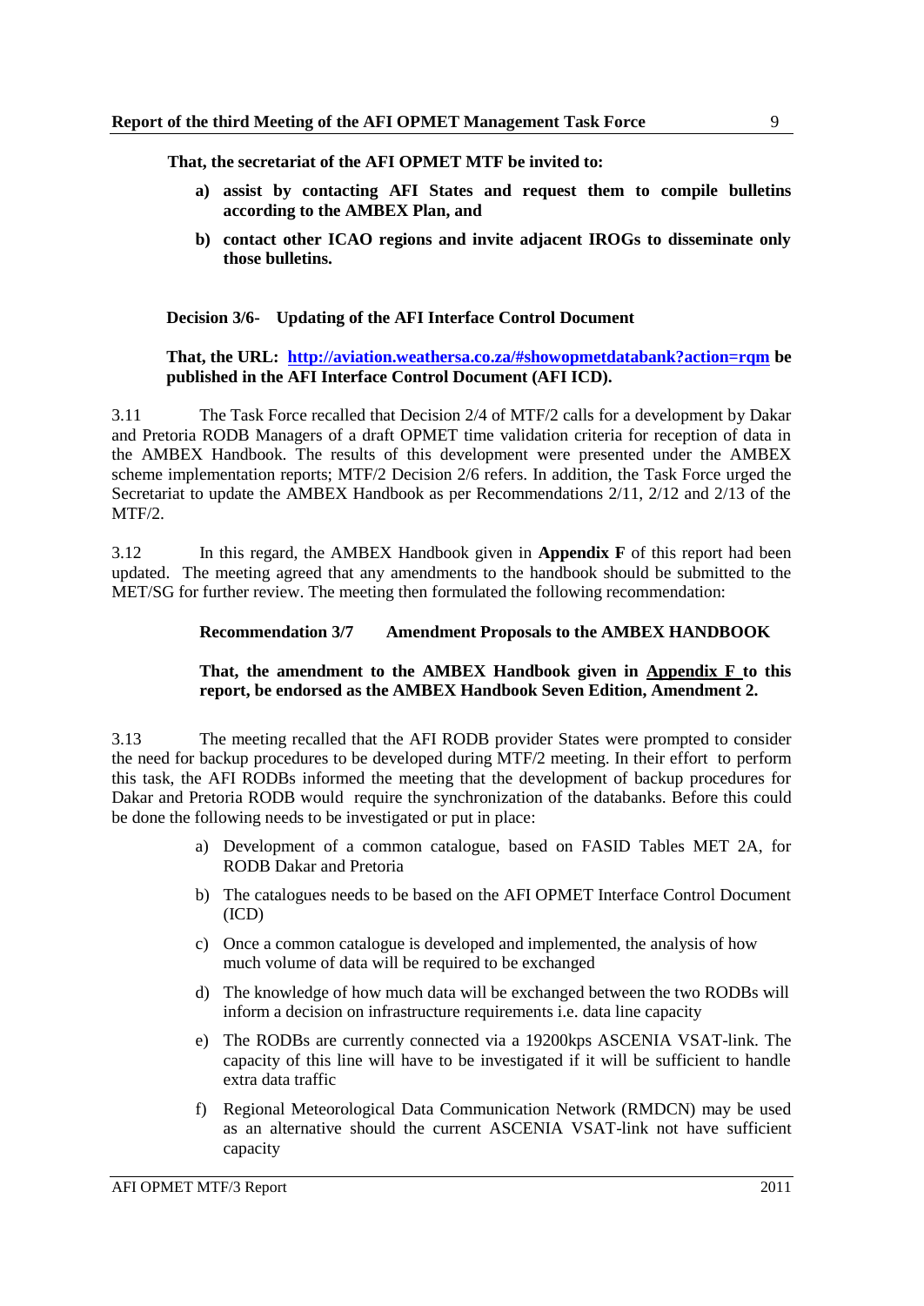**That, the secretariat of the AFI OPMET MTF be invited to:**

- **a) assist by contacting AFI States and request them to compile bulletins according to the AMBEX Plan, and**
- **b) contact other ICAO regions and invite adjacent IROGs to disseminate only those bulletins.**

**Decision 3/6- Updating of the AFI Interface Control Document**

**That, the URL: [http://aviation.weathersa.co.za/#showopmetdatabank?action=rqm](http://aviation.weathersa.co.za/#showopmetdatabank?action=rqm) be published in the AFI Interface Control Document (AFI ICD).**

3.11 The Task Force recalled that Decision 2/4 of MTF/2 calls for a development by Dakar and Pretoria RODB Managers of a draft OPMET time validation criteria for reception of data in the AMBEX Handbook. The results of this development were presented under the AMBEX scheme implementation reports; MTF/2 Decision 2/6 refers. In addition, the Task Force urged the Secretariat to update the AMBEX Handbook as per Recommendations 2/11, 2/12 and 2/13 of the MTF/2.

3.12 In this regard, the AMBEX Handbook given in **Appendix F** of this report had been updated. The meeting agreed that any amendments to the handbook should be submitted to the MET/SG for further review. The meeting then formulated the following recommendation:

**Recommendation 3/7 Amendment Proposals to the AMBEX HANDBOOK**

**That, the amendment to the AMBEX Handbook given in Appendix F to this report, be endorsed as the AMBEX Handbook Seven Edition, Amendment 2.**

3.13 The meeting recalled that the AFI RODB provider States were prompted to consider the need for backup procedures to be developed during MTF/2 meeting. In their effort to perform this task, the AFI RODBs informed the meeting that the development of backup procedures for Dakar and Pretoria RODB would require the synchronization of the databanks. Before this could be done the following needs to be investigated or put in place:

- a) Development of a common catalogue, based on FASID Tables MET 2A, for RODB Dakar and Pretoria
- b) The catalogues needs to be based on the AFI OPMET Interface Control Document (ICD)
- c) Once a common catalogue is developed and implemented, the analysis of how much volume of data will be required to be exchanged
- d) The knowledge of how much data will be exchanged between the two RODBs will inform a decision on infrastructure requirements i.e. data line capacity
- e) The RODBs are currently connected via a 19200kps ASCENIA VSAT-link. The capacity of this line will have to be investigated if it will be sufficient to handle extra data traffic
- f) Regional Meteorological Data Communication Network (RMDCN) may be used as an alternative should the current ASCENIA VSAT-link not have sufficient capacity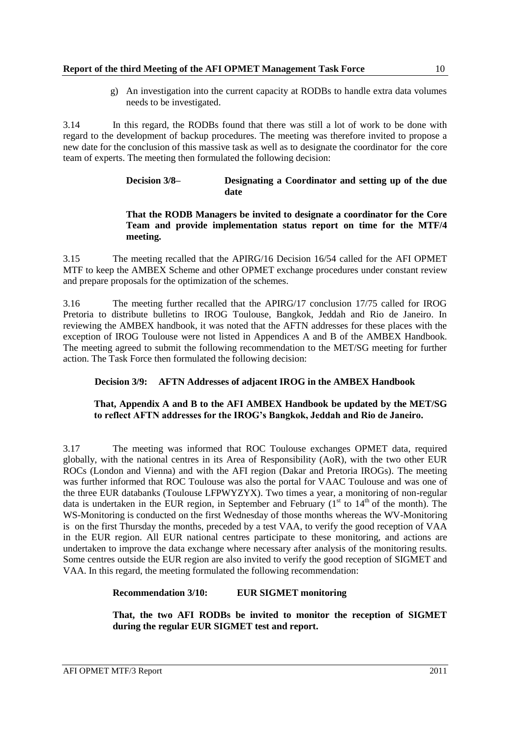g) An investigation into the current capacity at RODBs to handle extra data volumes needs to be investigated.

3.14 In this regard, the RODBs found that there was still a lot of work to be done with regard to the development of backup procedures. The meeting was therefore invited to propose a new date for the conclusion of this massive task as well as to designate the coordinator for the core team of experts. The meeting then formulated the following decision:

**Decision 3/8– Designating a Coordinator and setting up of the due date**

**That the RODB Managers be invited to designate a coordinator for the Core Team and provide implementation status report on time for the MTF/4 meeting.**

3.15 The meeting recalled that the APIRG/16 Decision 16/54 called for the AFI OPMET MTF to keep the AMBEX Scheme and other OPMET exchange procedures under constant review and prepare proposals for the optimization of the schemes.

3.16 The meeting further recalled that the APIRG/17 conclusion 17/75 called for IROG Pretoria to distribute bulletins to IROG Toulouse, Bangkok, Jeddah and Rio de Janeiro. In reviewing the AMBEX handbook, it was noted that the AFTN addresses for these places with the exception of IROG Toulouse were not listed in Appendices A and B of the AMBEX Handbook. The meeting agreed to submit the following recommendation to the MET/SG meeting for further action. The Task Force then formulated the following decision:

**Decision 3/9: AFTN Addresses of adjacent IROG in the AMBEX Handbook**

**That, Appendix A and B to the AFI AMBEX Handbook be updated by the MET/SG to reflect AFTN addresses for the IROG's Bangkok, Jeddah and Rio de Janeiro.**

3.17 The meeting was informed that ROC Toulouse exchanges OPMET data, required globally, with the national centres in its Area of Responsibility (AoR), with the two other EUR ROCs (London and Vienna) and with the AFI region (Dakar and Pretoria IROGs). The meeting was further informed that ROC Toulouse was also the portal for VAAC Toulouse and was one of the three EUR databanks (Toulouse LFPWYZYX). Two times a year, a monitoring of non-regular data is undertaken in the EUR region, in September and February (1st to 14th of the month). The WS-Monitoring is conducted on the first Wednesday of those months whereas the WV-Monitoring is on the first Thursday the months, preceded by a test VAA, to verify the good reception of VAA in the EUR region. All EUR national centres participate to these monitoring, and actions are undertaken to improve the data exchange where necessary after analysis of the monitoring results. Some centres outside the EUR region are also invited to verify the good reception of SIGMET and VAA. In this regard, the meeting formulated the following recommendation:

**Recommendation 3/10: EUR SIGMET monitoring**

**That, the two AFI RODBs be invited to monitor the reception of SIGMET during the regular EUR SIGMET test and report.**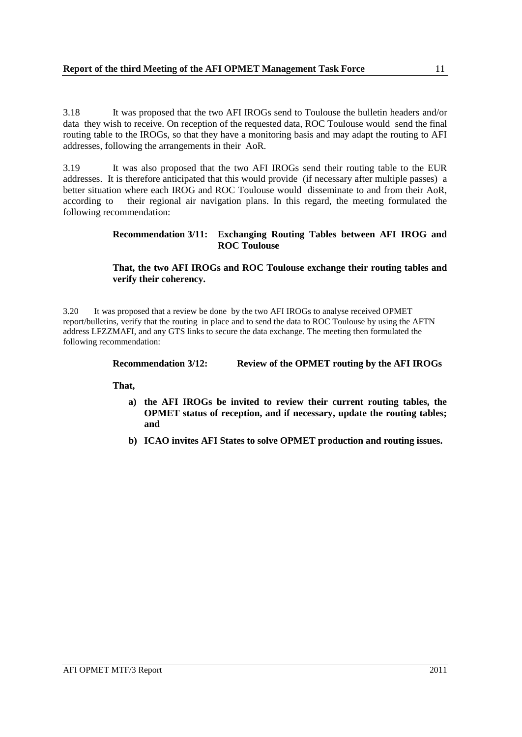3.18 It was proposed that the two AFI IROGs send to Toulouse the bulletin headers and/or data they wish to receive. On reception of the requested data, ROC Toulouse would send the final routing table to the IROGs, so that they have a monitoring basis and may adapt the routing to AFI addresses, following the arrangements in their AoR.

3.19 It was also proposed that the two AFI IROGs send their routing table to the EUR addresses. It is therefore anticipated that this would provide (if necessary after multiple passes) a better situation where each IROG and ROC Toulouse would disseminate to and from their AoR, according to their regional air navigation plans. In this regard, the meeting formulated the following recommendation:

**Recommendation 3/11: Exchanging Routing Tables between AFI IROG and ROC Toulouse**

**That, the two AFI IROGs and ROC Toulouse exchange their routing tables and verify their coherency.**

3.20 It was proposed that a review be done by the two AFI IROGs to analyse received OPMET report/bulletins, verify that the routing in place and to send the data to ROC Toulouse by using the AFTN address LFZZMAFI, and any GTS links to secure the data exchange. The meeting then formulated the following recommendation:

**Recommendation 3/12: Review of the OPMET routing by the AFI IROGs**

**That,**

- **a) the AFI IROGs be invited to review their current routing tables, the OPMET status of reception, and if necessary, update the routing tables; and**
- **b) ICAO invites AFI States to solve OPMET production and routing issues.**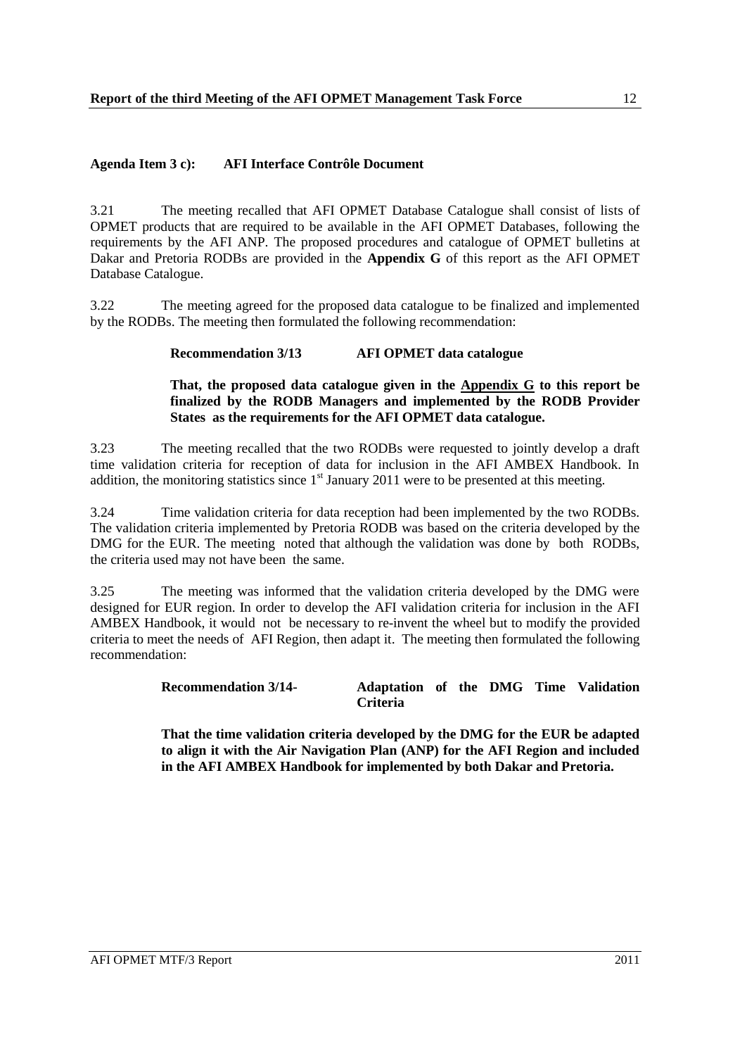**Agenda Item 3 c): AFI Interface Contrôle Document**

3.21 The meeting recalled that AFI OPMET Database Catalogue shall consist of lists of OPMET products that are required to be available in the AFI OPMET Databases, following the requirements by the AFI ANP. The proposed procedures and catalogue of OPMET bulletins at Dakar and Pretoria RODBs are provided in the **Appendix G** of this report as the AFI OPMET Database Catalogue.

3.22 The meeting agreed for the proposed data catalogue to be finalized and implemented by the RODBs. The meeting then formulated the following recommendation:

**Recommendation 3/13 AFI OPMET data catalogue**

**That, the proposed data catalogue given in the Appendix G to this report be finalized by the RODB Managers and implemented by the RODB Provider States as the requirements for the AFI OPMET data catalogue.**

3.23 The meeting recalled that the two RODBs were requested to jointly develop a draft time validation criteria for reception of data for inclusion in the AFI AMBEX Handbook. In addition, the monitoring statistics since 1st January 2011 were to be presented at this meeting.

3.24 Time validation criteria for data reception had been implemented by the two RODBs. The validation criteria implemented by Pretoria RODB was based on the criteria developed by the DMG for the EUR. The meeting noted that although the validation was done by both RODBs, the criteria used may not have been the same.

3.25 The meeting was informed that the validation criteria developed by the DMG were designed for EUR region. In order to develop the AFI validation criteria for inclusion in the AFI AMBEX Handbook, it would not be necessary to re-invent the wheel but to modify the provided criteria to meet the needs of AFI Region, then adapt it. The meeting then formulated the following recommendation:

**Recommendation 3/14- Adaptation of the DMG Time Validation Criteria**

**That the time validation criteria developed by the DMG for the EUR be adapted to align it with the Air Navigation Plan (ANP) for the AFI Region and included in the AFI AMBEX Handbook for implemented by both Dakar and Pretoria.**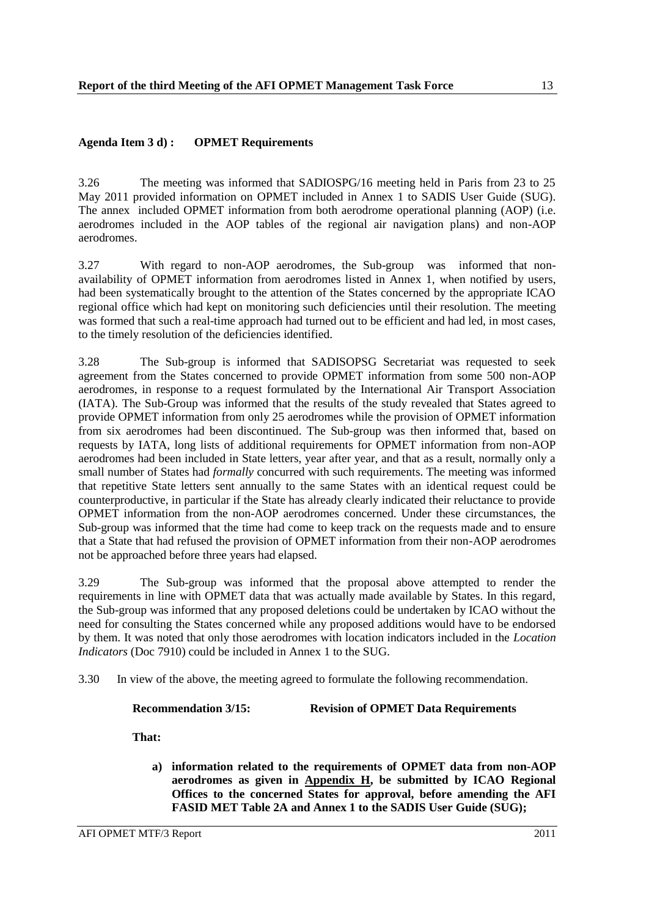**Agenda Item 3 d) : OPMET Requirements**

3.26 The meeting was informed that SADIOSPG/16 meeting held in Paris from 23 to 25 May 2011 provided information on OPMET included in Annex 1 to SADIS User Guide (SUG). The annex included OPMET information from both aerodrome operational planning (AOP) (i.e. aerodromes included in the AOP tables of the regional air navigation plans) and non-AOP aerodromes.

3.27 With regard to non-AOP aerodromes, the Sub-group was informed that non-availability of OPMET information from aerodromes listed in Annex 1, when notified by users, had been systematically brought to the attention of the States concerned by the appropriate ICAO regional office which had kept on monitoring such deficiencies until their resolution. The meeting was formed that such a real-time approach had turned out to be efficient and had led, in most cases, to the timely resolution of the deficiencies identified.

3.28 The Sub-group is informed that SADISOPSG Secretariat was requested to seek agreement from the States concerned to provide OPMET information from some 500 non-AOP aerodromes, in response to a request formulated by the International Air Transport Association (IATA). The Sub-Group was informed that the results of the study revealed that States agreed to provide OPMET information from only 25 aerodromes while the provision of OPMET information from six aerodromes had been discontinued. The Sub-group was then informed that, based on requests by IATA, long lists of additional requirements for OPMET information from non-AOP aerodromes had been included in State letters, year after year, and that as a result, normally only a small number of States had *formally* concurred with such requirements. The meeting was informed that repetitive State letters sent annually to the same States with an identical request could be counterproductive, in particular if the State has already clearly indicated their reluctance to provide OPMET information from the non-AOP aerodromes concerned. Under these circumstances, the Sub-group was informed that the time had come to keep track on the requests made and to ensure that a State that had refused the provision of OPMET information from their non-AOP aerodromes not be approached before three years had elapsed.

3.29 The Sub-group was informed that the proposal above attempted to render the requirements in line with OPMET data that was actually made available by States. In this regard, the Sub-group was informed that any proposed deletions could be undertaken by ICAO without the need for consulting the States concerned while any proposed additions would have to be endorsed by them. It was noted that only those aerodromes with location indicators included in the *Location Indicators* (Doc 7910) could be included in Annex 1 to the SUG.

3.30 In view of the above, the meeting agreed to formulate the following recommendation.

**Recommendation 3/15: Revision of OPMET Data Requirements**

**That:**

**a) information related to the requirements of OPMET data from non-AOP aerodromes as given in Appendix H, be submitted by ICAO Regional Offices to the concerned States for approval, before amending the AFI FASID MET Table 2A and Annex 1 to the SADIS User Guide (SUG);**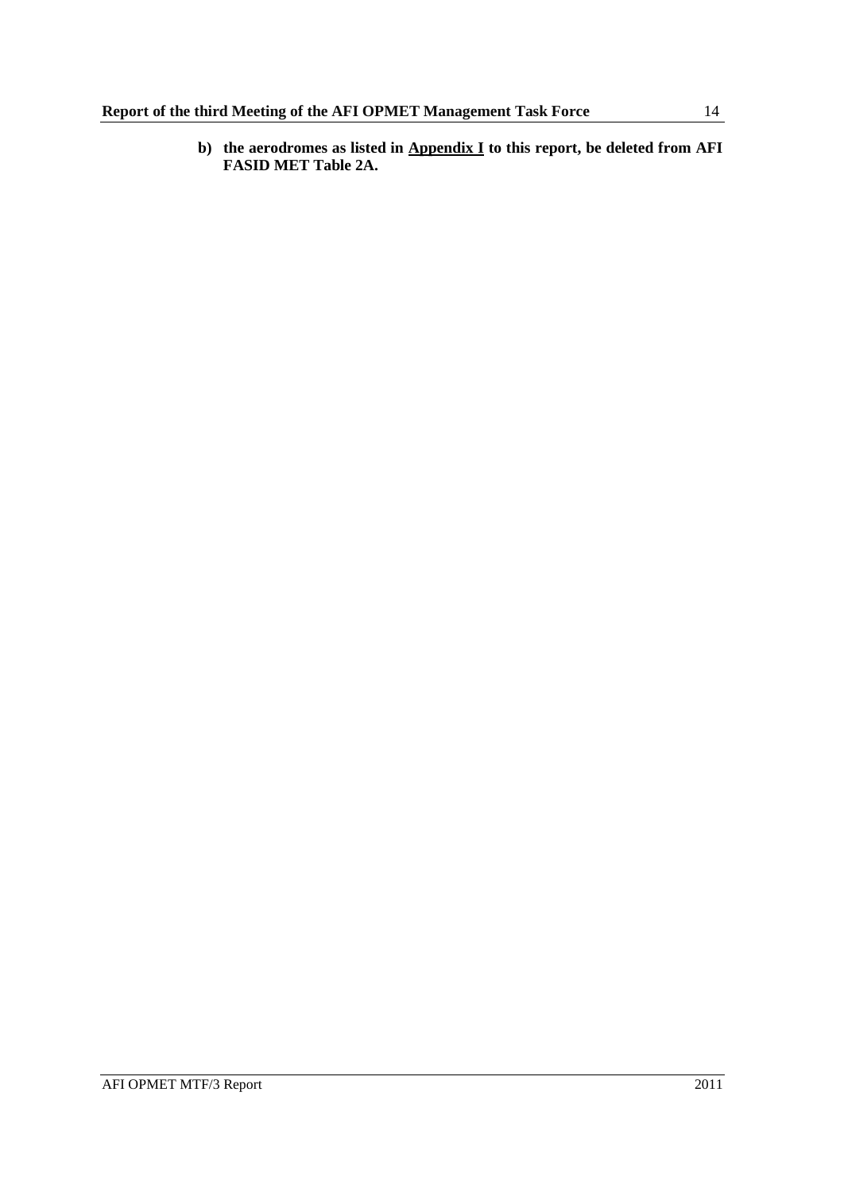**b) the aerodromes as listed in Appendix I to this report, be deleted from AFI FASID MET Table 2A.**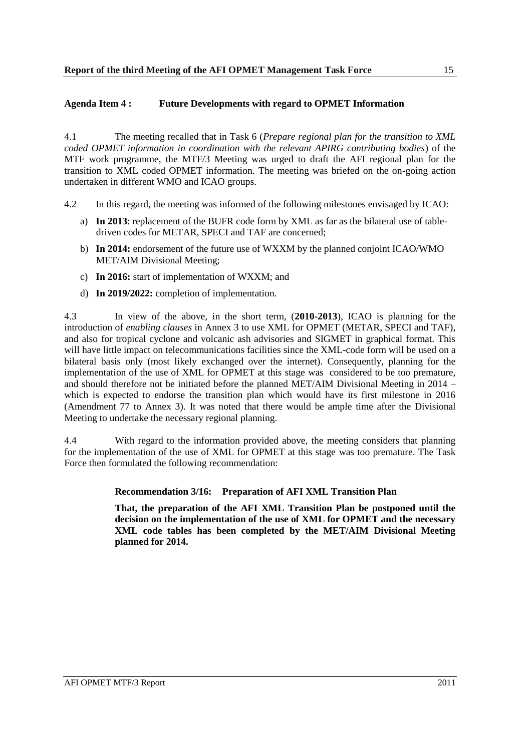**Agenda Item 4 : Future Developments with regard to OPMET Information**

4.1 The meeting recalled that in Task 6 (*Prepare regional plan for the transition to XML coded OPMET information in coordination with the relevant APIRG contributing bodies*) of the MTF work programme, the MTF/3 Meeting was urged to draft the AFI regional plan for the transition to XML coded OPMET information. The meeting was briefed on the on-going action undertaken in different WMO and ICAO groups.

4.2 In this regard, the meeting was informed of the following milestones envisaged by ICAO:

a) **In 2013**: replacement of the BUFR code form by XML as far as the bilateral use of table-driven codes for METAR, SPECI and TAF are concerned;

b) **In 2014:** endorsement of the future use of WXXM by the planned conjoint ICAO/WMO MET/AIM Divisional Meeting;

c) **In 2016:** start of implementation of WXXM; and

d) **In 2019/2022:** completion of implementation.

4.3 In view of the above, in the short term, (**2010-2013**), ICAO is planning for the introduction of *enabling clauses* in Annex 3 to use XML for OPMET (METAR, SPECI and TAF), and also for tropical cyclone and volcanic ash advisories and SIGMET in graphical format. This will have little impact on telecommunications facilities since the XML-code form will be used on a bilateral basis only (most likely exchanged over the internet). Consequently, planning for the implementation of the use of XML for OPMET at this stage was considered to be too premature, and should therefore not be initiated before the planned MET/AIM Divisional Meeting in 2014 – which is expected to endorse the transition plan which would have its first milestone in 2016 (Amendment 77 to Annex 3). It was noted that there would be ample time after the Divisional Meeting to undertake the necessary regional planning.

4.4 With regard to the information provided above, the meeting considers that planning for the implementation of the use of XML for OPMET at this stage was too premature. The Task Force then formulated the following recommendation:

**Recommendation 3/16: Preparation of AFI XML Transition Plan**

**That, the preparation of the AFI XML Transition Plan be postponed until the decision on the implementation of the use of XML for OPMET and the necessary XML code tables has been completed by the MET/AIM Divisional Meeting planned for 2014.**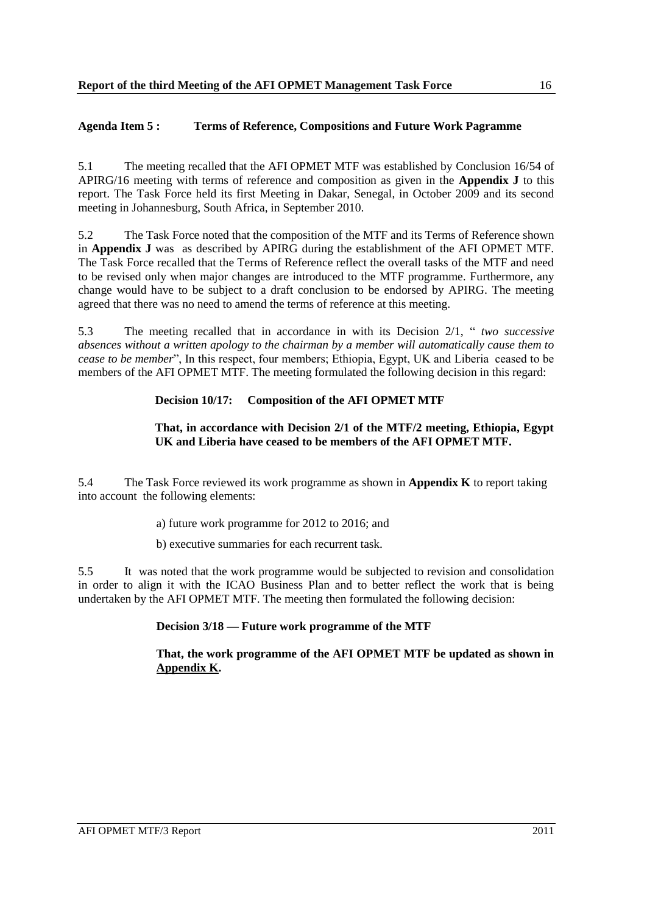## Agenda Item 5 : Terms of Reference, Compositions and Future Work Pagramme

5.1 The meeting recalled that the AFI OPMET MTF was established by Conclusion 16/54 of APIRG/16 meeting with terms of reference and composition as given in the **Appendix J** to this report. The Task Force held its first Meeting in Dakar, Senegal, in October 2009 and its second meeting in Johannesburg, South Africa, in September 2010.

5.2 The Task Force noted that the composition of the MTF and its Terms of Reference shown in **Appendix J** was as described by APIRG during the establishment of the AFI OPMET MTF. The Task Force recalled that the Terms of Reference reflect the overall tasks of the MTF and need to be revised only when major changes are introduced to the MTF programme. Furthermore, any change would have to be subject to a draft conclusion to be endorsed by APIRG. The meeting agreed that there was no need to amend the terms of reference at this meeting.

5.3 The meeting recalled that in accordance in with its Decision 2/1, " *two successive absences without a written apology to the chairman by a member will automatically cause them to cease to be member*", In this respect, four members; Ethiopia, Egypt, UK and Liberia ceased to be members of the AFI OPMET MTF. The meeting formulated the following decision in this regard:

**Decision 10/17: Composition of the AFI OPMET MTF**

**That, in accordance with Decision 2/1 of the MTF/2 meeting, Ethiopia, Egypt UK and Liberia have ceased to be members of the AFI OPMET MTF.**

5.4 The Task Force reviewed its work programme as shown in **Appendix K** to report taking into account the following elements:

a) future work programme for 2012 to 2016; and

b) executive summaries for each recurrent task.

5.5 It was noted that the work programme would be subjected to revision and consolidation in order to align it with the ICAO Business Plan and to better reflect the work that is being undertaken by the AFI OPMET MTF. The meeting then formulated the following decision:

**Decision 3/18 — Future work programme of the MTF**

**That, the work programme of the AFI OPMET MTF be updated as shown in Appendix K.**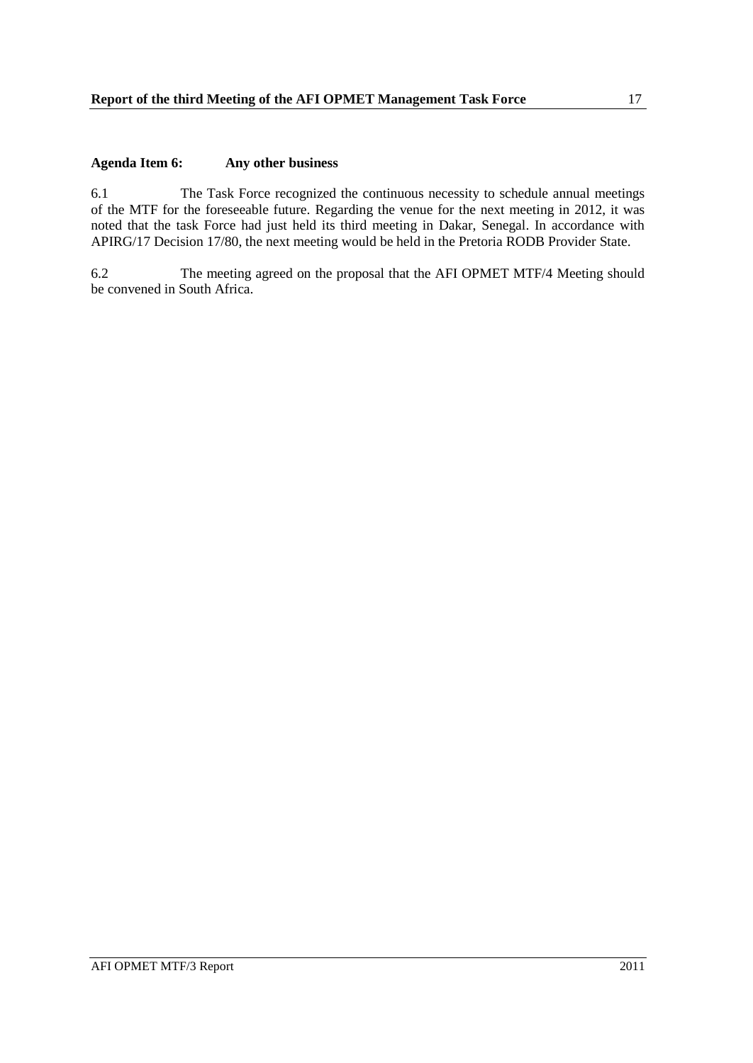**Agenda Item 6: Any other business**

6.1 The Task Force recognized the continuous necessity to schedule annual meetings of the MTF for the foreseeable future. Regarding the venue for the next meeting in 2012, it was noted that the task Force had just held its third meeting in Dakar, Senegal. In accordance with APIRG/17 Decision 17/80, the next meeting would be held in the Pretoria RODB Provider State.

6.2 The meeting agreed on the proposal that the AFI OPMET MTF/4 Meeting should be convened in South Africa.